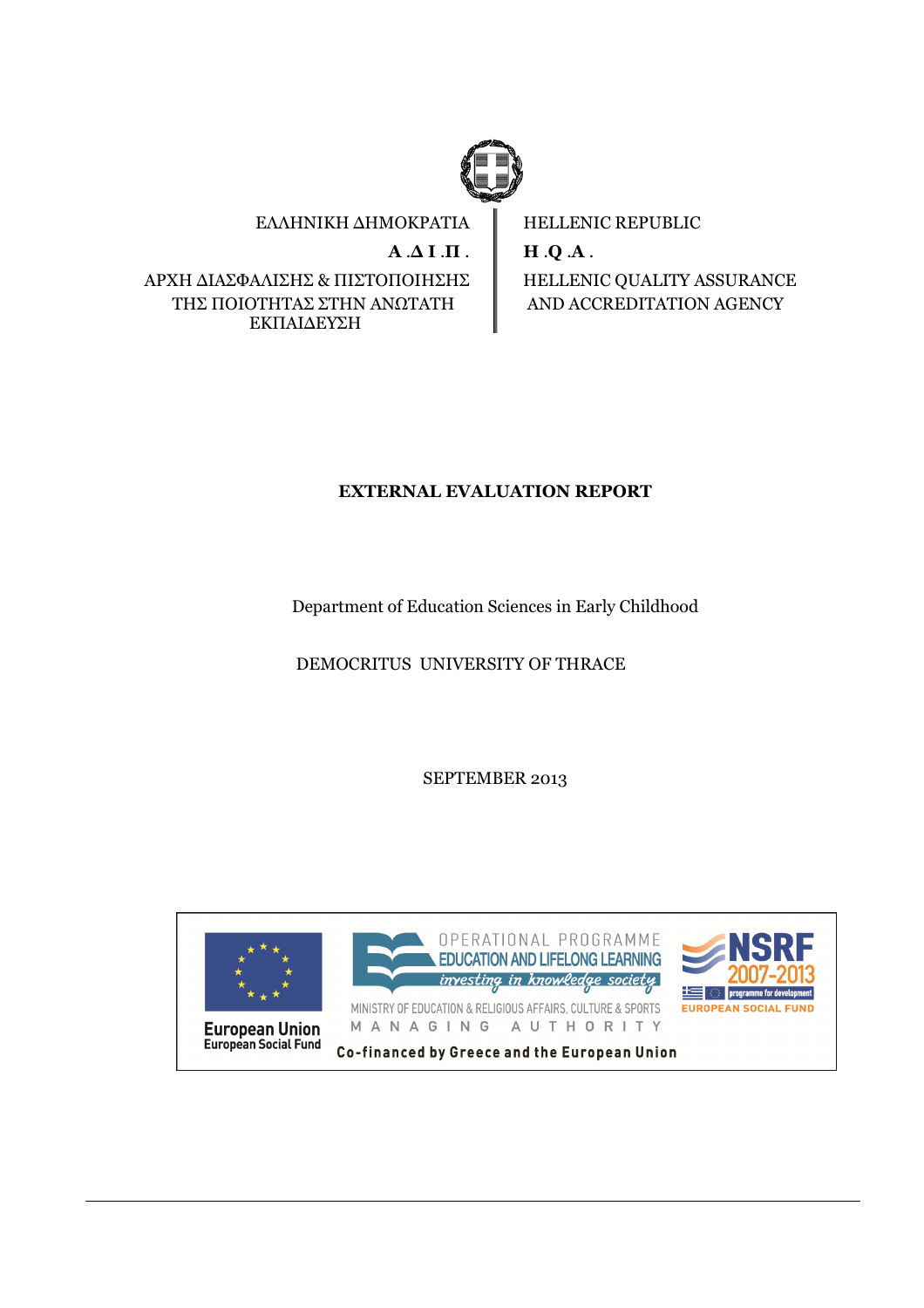| ΕΛΛΗΝΙΚΗ ΔΗΜΟΚΡΑΤΙΑ | HELLENIC REPUBLIC |
| --- | --- |
| **Α.Δ.Ι.Π.** | **H.Q.A.** |
| ΑΡΧΗ ΔΙΑΣΦΑΛΙΣΗΣ & ΠΙΣΤΟΠΟΙΗΣΗΣ ΤΗΣ ΠΟΙΟΤΗΤΑΣ ΣΤΗΝ ΑΝΩΤΑΤΗ ΕΚΠΑΙΔΕΥΣΗ | HELLENIC QUALITY ASSURANCE AND ACCREDITATION AGENCY |

**EXTERNAL EVALUATION REPORT**

Department of Education Sciences in Early Childhood

DEMOCRITUS UNIVERSITY OF THRACE

SEPTEMBER 2013

European Union
European Social Fund

OPERATIONAL PROGRAMME
EDUCATION AND LIFELONG LEARNING
*investing in knowledge society*

MINISTRY OF EDUCATION & RELIGIOUS AFFAIRS, CULTURE & SPORTS
MANAGING AUTHORITY

NSRF 2007-2013
programme for development
EUROPEAN SOCIAL FUND

Co-financed by Greece and the European Union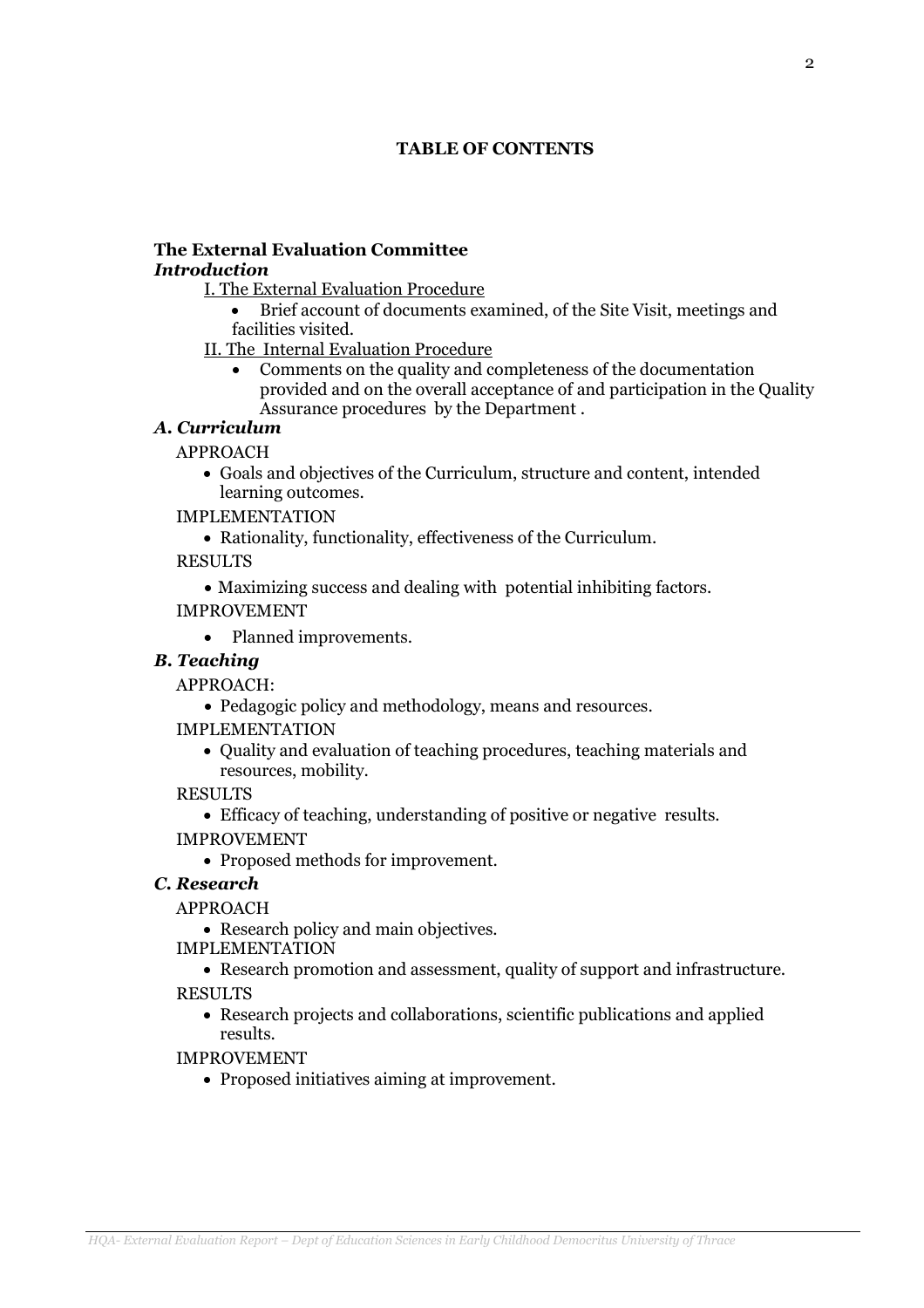**TABLE OF CONTENTS**

**The External Evaluation Committee**

***Introduction***

I. The External Evaluation Procedure

- Brief account of documents examined, of the Site Visit, meetings and facilities visited.

II. The Internal Evaluation Procedure

- Comments on the quality and completeness of the documentation provided and on the overall acceptance of and participation in the Quality Assurance procedures by the Department .

***A. Curriculum***

APPROACH

- Goals and objectives of the Curriculum, structure and content, intended learning outcomes.

IMPLEMENTATION

- Rationality, functionality, effectiveness of the Curriculum.

RESULTS

- Maximizing success and dealing with potential inhibiting factors.

IMPROVEMENT

- Planned improvements.

***B. Teaching***

APPROACH:

- Pedagogic policy and methodology, means and resources.

IMPLEMENTATION

- Quality and evaluation of teaching procedures, teaching materials and resources, mobility.

RESULTS

- Efficacy of teaching, understanding of positive or negative results.

IMPROVEMENT

- Proposed methods for improvement.

***C. Research***

APPROACH

- Research policy and main objectives.

IMPLEMENTATION

- Research promotion and assessment, quality of support and infrastructure.

RESULTS

- Research projects and collaborations, scientific publications and applied results.

IMPROVEMENT

- Proposed initiatives aiming at improvement.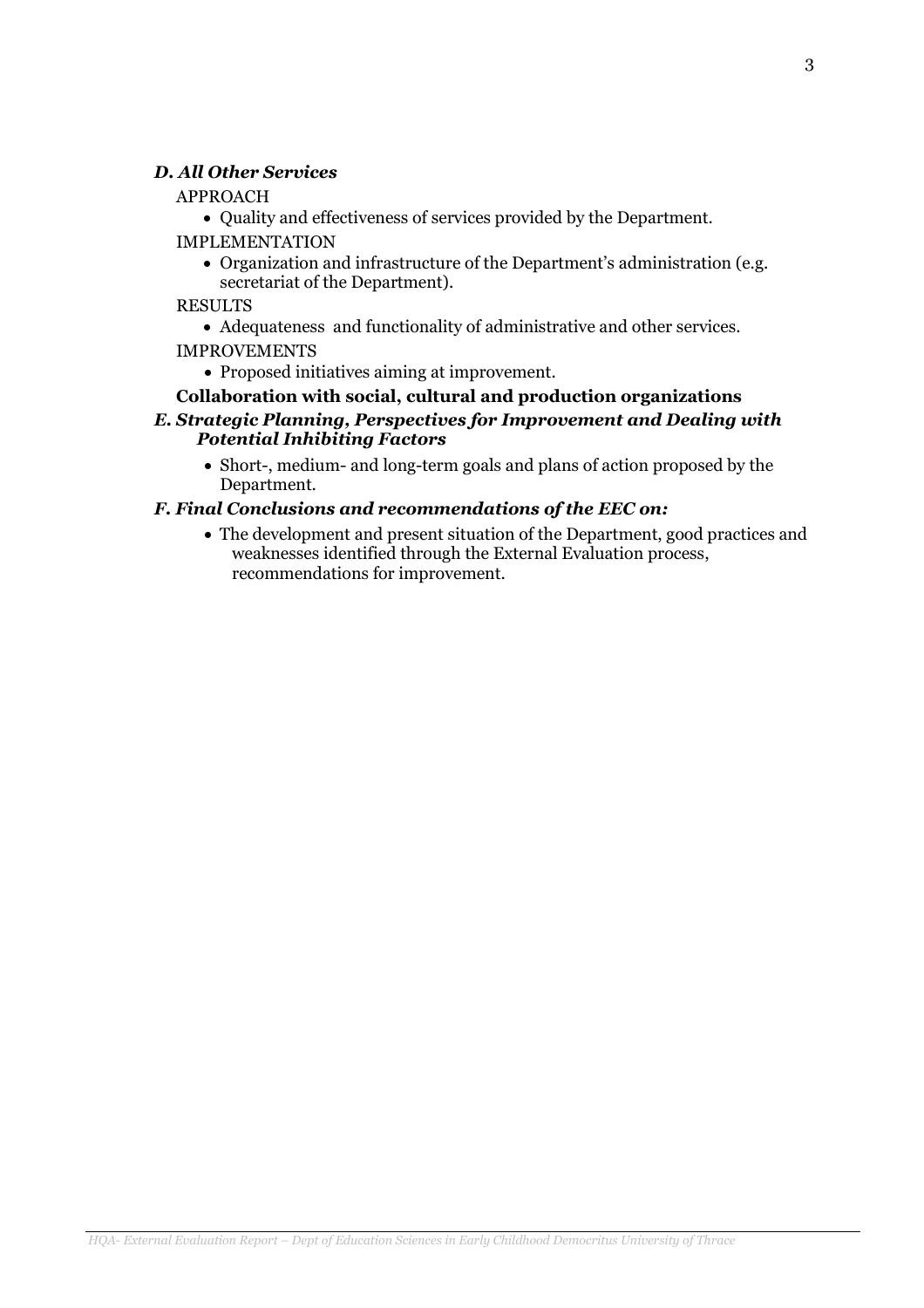***D. All Other Services***

APPROACH

- Quality and effectiveness of services provided by the Department.

IMPLEMENTATION

- Organization and infrastructure of the Department's administration (e.g. secretariat of the Department).

RESULTS

- Adequateness  and functionality of administrative and other services.

IMPROVEMENTS

- Proposed initiatives aiming at improvement.

**Collaboration with social, cultural and production organizations**

***E. Strategic Planning, Perspectives for Improvement and Dealing with Potential Inhibiting Factors***

- Short-, medium- and long-term goals and plans of action proposed by the Department.

***F. Final Conclusions and recommendations of the EEC on:***

- The development and present situation of the Department, good practices and weaknesses identified through the External Evaluation process, recommendations for improvement.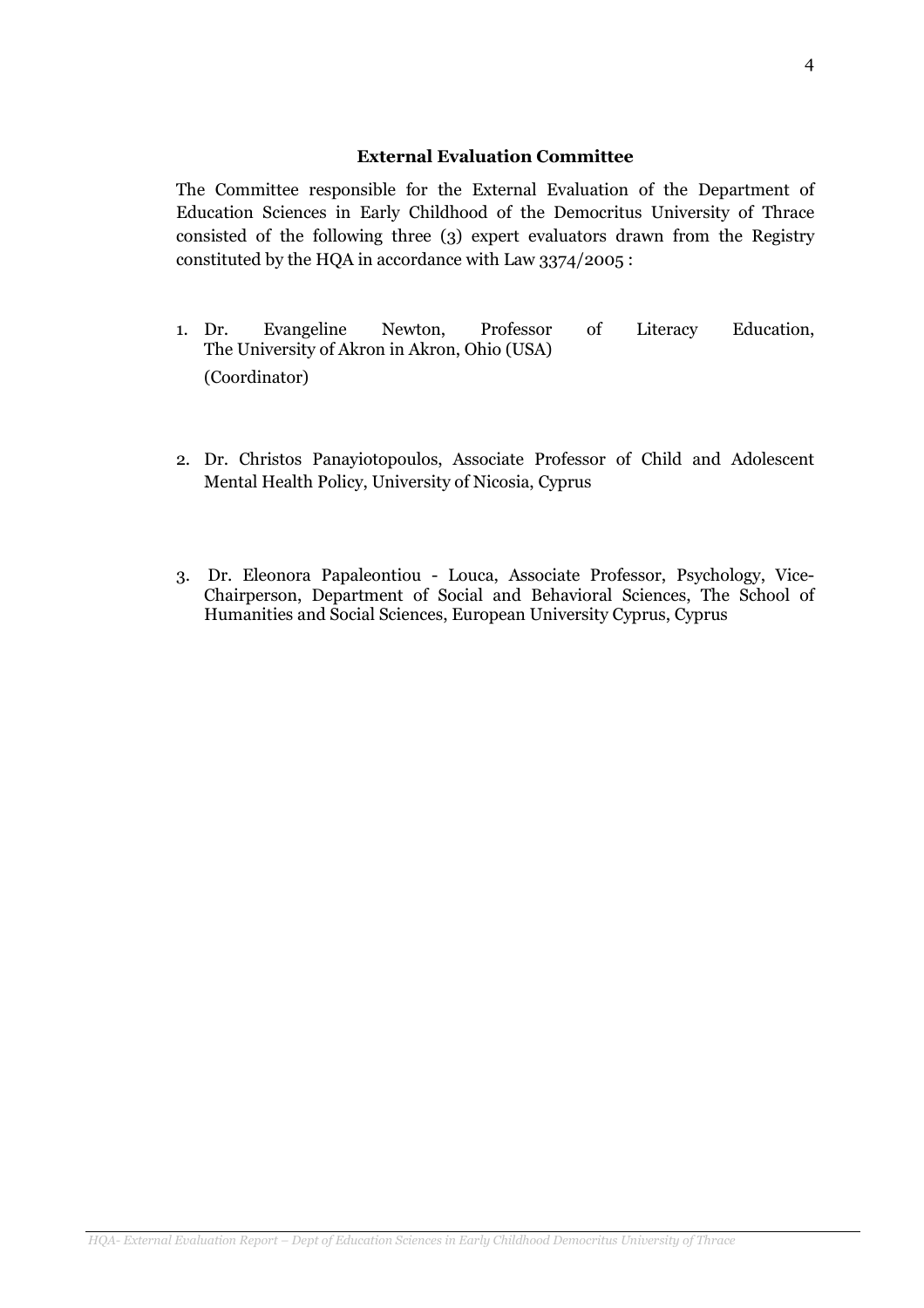### External Evaluation Committee

The Committee responsible for the External Evaluation of the Department of Education Sciences in Early Childhood of the Democritus University of Thrace consisted of the following three (3) expert evaluators drawn from the Registry constituted by the HQA in accordance with Law 3374/2005 :

1. Dr. Evangeline Newton, Professor of Literacy Education, The University of Akron in Akron, Ohio (USA)
   (Coordinator)

2. Dr. Christos Panayiotopoulos, Associate Professor of Child and Adolescent Mental Health Policy, University of Nicosia, Cyprus

3. Dr. Eleonora Papaleontiou - Louca, Associate Professor, Psychology, Vice-Chairperson, Department of Social and Behavioral Sciences, The School of Humanities and Social Sciences, European University Cyprus, Cyprus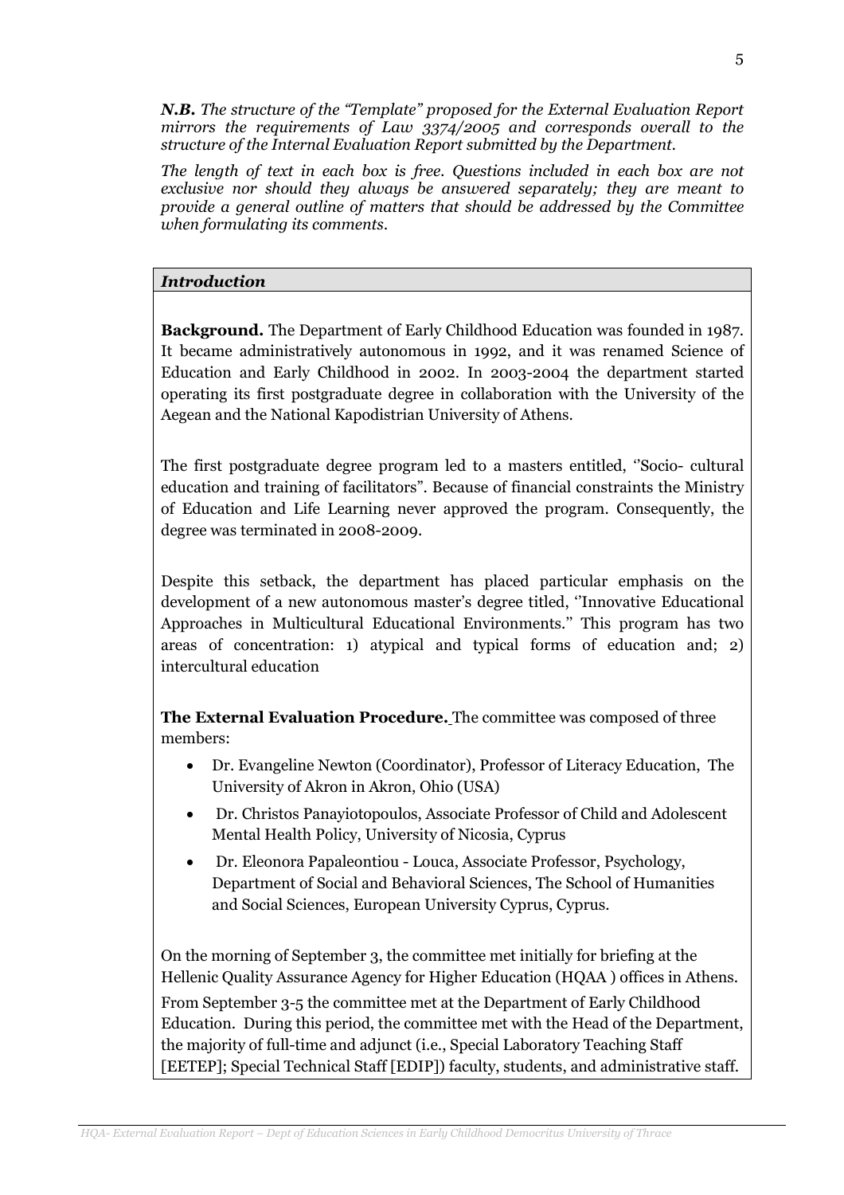*__N.B.__ The structure of the "Template" proposed for the External Evaluation Report mirrors the requirements of Law 3374/2005 and corresponds overall to the structure of the Internal Evaluation Report submitted by the Department.*

*The length of text in each box is free. Questions included in each box are not exclusive nor should they always be answered separately; they are meant to provide a general outline of matters that should be addressed by the Committee when formulating its comments.*

## *Introduction*

**Background.** The Department of Early Childhood Education was founded in 1987. It became administratively autonomous in 1992, and it was renamed Science of Education and Early Childhood in 2002. In 2003-2004 the department started operating its first postgraduate degree in collaboration with the University of the Aegean and the National Kapodistrian University of Athens.

The first postgraduate degree program led to a masters entitled, ''Socio- cultural education and training of facilitators". Because of financial constraints the Ministry of Education and Life Learning never approved the program. Consequently, the degree was terminated in 2008-2009.

Despite this setback, the department has placed particular emphasis on the development of a new autonomous master's degree titled, ''Innovative Educational Approaches in Multicultural Educational Environments." This program has two areas of concentration: 1) atypical and typical forms of education and; 2) intercultural education

**The External Evaluation Procedure.** The committee was composed of three members:

- Dr. Evangeline Newton (Coordinator), Professor of Literacy Education, The University of Akron in Akron, Ohio (USA)
- Dr. Christos Panayiotopoulos, Associate Professor of Child and Adolescent Mental Health Policy, University of Nicosia, Cyprus
- Dr. Eleonora Papaleontiou - Louca, Associate Professor, Psychology, Department of Social and Behavioral Sciences, The School of Humanities and Social Sciences, European University Cyprus, Cyprus.

On the morning of September 3, the committee met initially for briefing at the Hellenic Quality Assurance Agency for Higher Education (HQAA ) offices in Athens.

From September 3-5 the committee met at the Department of Early Childhood Education. During this period, the committee met with the Head of the Department, the majority of full-time and adjunct (i.e., Special Laboratory Teaching Staff [EETEP]; Special Technical Staff [EDIP]) faculty, students, and administrative staff.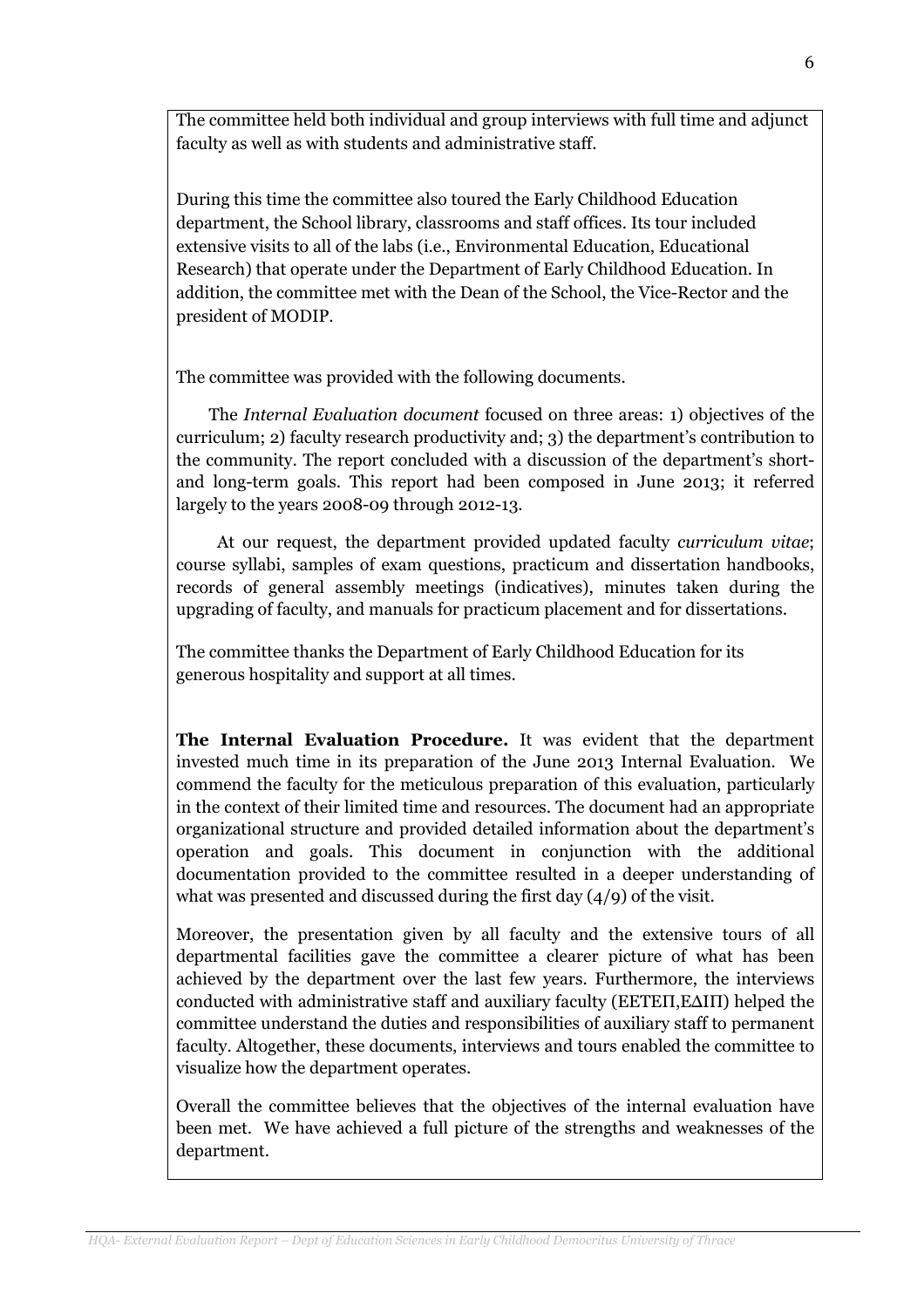The committee held both individual and group interviews with full time and adjunct faculty as well as with students and administrative staff.

During this time the committee also toured the Early Childhood Education department, the School library, classrooms and staff offices. Its tour included extensive visits to all of the labs (i.e., Environmental Education, Educational Research) that operate under the Department of Early Childhood Education. In addition, the committee met with the Dean of the School, the Vice-Rector and the president of MODIP.

The committee was provided with the following documents.

The *Internal Evaluation document* focused on three areas: 1) objectives of the curriculum; 2) faculty research productivity and; 3) the department's contribution to the community. The report concluded with a discussion of the department's short- and long-term goals. This report had been composed in June 2013; it referred largely to the years 2008-09 through 2012-13.

At our request, the department provided updated faculty *curriculum vitae*; course syllabi, samples of exam questions, practicum and dissertation handbooks, records of general assembly meetings (indicatives), minutes taken during the upgrading of faculty, and manuals for practicum placement and for dissertations.

The committee thanks the Department of Early Childhood Education for its generous hospitality and support at all times.

**The Internal Evaluation Procedure.** It was evident that the department invested much time in its preparation of the June 2013 Internal Evaluation. We commend the faculty for the meticulous preparation of this evaluation, particularly in the context of their limited time and resources. The document had an appropriate organizational structure and provided detailed information about the department's operation and goals. This document in conjunction with the additional documentation provided to the committee resulted in a deeper understanding of what was presented and discussed during the first day (4/9) of the visit.

Moreover, the presentation given by all faculty and the extensive tours of all departmental facilities gave the committee a clearer picture of what has been achieved by the department over the last few years. Furthermore, the interviews conducted with administrative staff and auxiliary faculty (ΕΕΤΕΠ,ΕΔΙΠ) helped the committee understand the duties and responsibilities of auxiliary staff to permanent faculty. Altogether, these documents, interviews and tours enabled the committee to visualize how the department operates.

Overall the committee believes that the objectives of the internal evaluation have been met. We have achieved a full picture of the strengths and weaknesses of the department.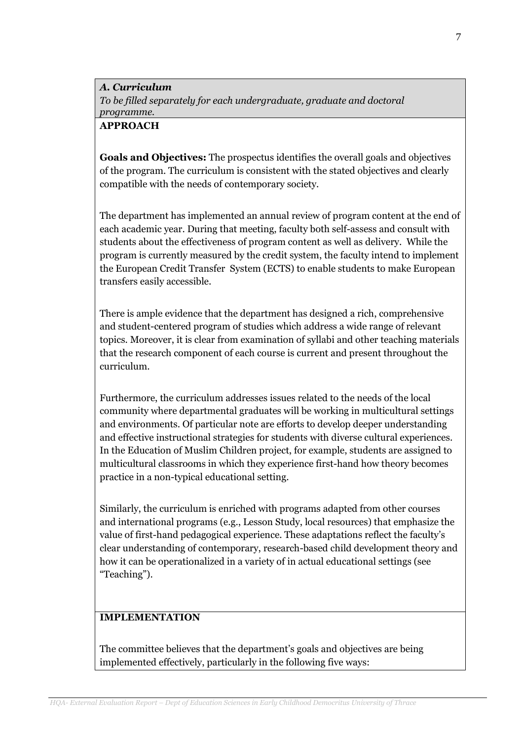***A. Curriculum***

*To be filled separately for each undergraduate, graduate and doctoral programme.*

**APPROACH**

**Goals and Objectives:** The prospectus identifies the overall goals and objectives of the program. The curriculum is consistent with the stated objectives and clearly compatible with the needs of contemporary society.

The department has implemented an annual review of program content at the end of each academic year. During that meeting, faculty both self-assess and consult with students about the effectiveness of program content as well as delivery. While the program is currently measured by the credit system, the faculty intend to implement the European Credit Transfer System (ECTS) to enable students to make European transfers easily accessible.

There is ample evidence that the department has designed a rich, comprehensive and student-centered program of studies which address a wide range of relevant topics. Moreover, it is clear from examination of syllabi and other teaching materials that the research component of each course is current and present throughout the curriculum.

Furthermore, the curriculum addresses issues related to the needs of the local community where departmental graduates will be working in multicultural settings and environments. Of particular note are efforts to develop deeper understanding and effective instructional strategies for students with diverse cultural experiences. In the Education of Muslim Children project, for example, students are assigned to multicultural classrooms in which they experience first-hand how theory becomes practice in a non-typical educational setting.

Similarly, the curriculum is enriched with programs adapted from other courses and international programs (e.g., Lesson Study, local resources) that emphasize the value of first-hand pedagogical experience. These adaptations reflect the faculty's clear understanding of contemporary, research-based child development theory and how it can be operationalized in a variety of in actual educational settings (see "Teaching").

**IMPLEMENTATION**

The committee believes that the department's goals and objectives are being implemented effectively, particularly in the following five ways: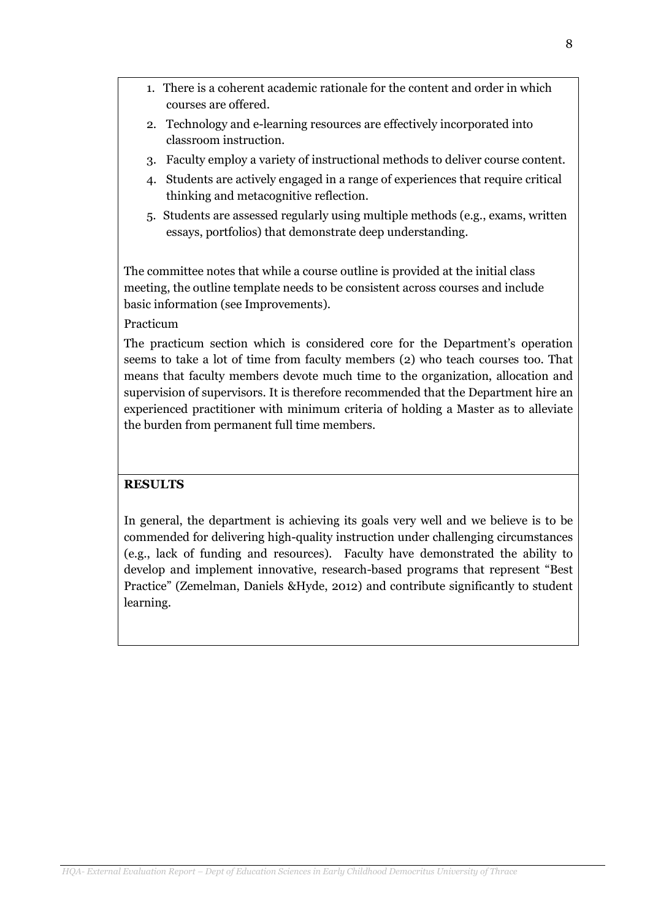1. There is a coherent academic rationale for the content and order in which courses are offered.
2. Technology and e-learning resources are effectively incorporated into classroom instruction.
3. Faculty employ a variety of instructional methods to deliver course content.
4. Students are actively engaged in a range of experiences that require critical thinking and metacognitive reflection.
5. Students are assessed regularly using multiple methods (e.g., exams, written essays, portfolios) that demonstrate deep understanding.

The committee notes that while a course outline is provided at the initial class meeting, the outline template needs to be consistent across courses and include basic information (see Improvements).

Practicum

The practicum section which is considered core for the Department's operation seems to take a lot of time from faculty members (2) who teach courses too. That means that faculty members devote much time to the organization, allocation and supervision of supervisors. It is therefore recommended that the Department hire an experienced practitioner with minimum criteria of holding a Master as to alleviate the burden from permanent full time members.

**RESULTS**

In general, the department is achieving its goals very well and we believe is to be commended for delivering high-quality instruction under challenging circumstances (e.g., lack of funding and resources). Faculty have demonstrated the ability to develop and implement innovative, research-based programs that represent "Best Practice" (Zemelman, Daniels &Hyde, 2012) and contribute significantly to student learning.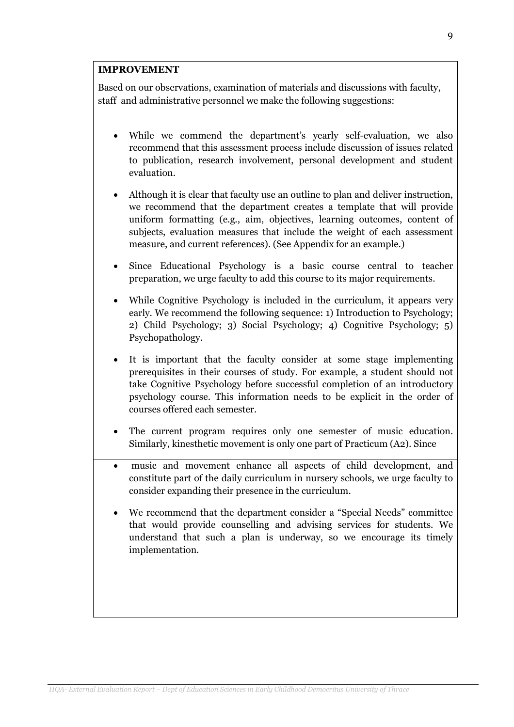**IMPROVEMENT**

Based on our observations, examination of materials and discussions with faculty, staff and administrative personnel we make the following suggestions:

- While we commend the department's yearly self-evaluation, we also recommend that this assessment process include discussion of issues related to publication, research involvement, personal development and student evaluation.
- Although it is clear that faculty use an outline to plan and deliver instruction, we recommend that the department creates a template that will provide uniform formatting (e.g., aim, objectives, learning outcomes, content of subjects, evaluation measures that include the weight of each assessment measure, and current references). (See Appendix for an example.)
- Since Educational Psychology is a basic course central to teacher preparation, we urge faculty to add this course to its major requirements.
- While Cognitive Psychology is included in the curriculum, it appears very early. We recommend the following sequence: 1) Introduction to Psychology; 2) Child Psychology; 3) Social Psychology; 4) Cognitive Psychology; 5) Psychopathology.
- It is important that the faculty consider at some stage implementing prerequisites in their courses of study. For example, a student should not take Cognitive Psychology before successful completion of an introductory psychology course. This information needs to be explicit in the order of courses offered each semester.
- The current program requires only one semester of music education. Similarly, kinesthetic movement is only one part of Practicum (A2). Since
- music and movement enhance all aspects of child development, and constitute part of the daily curriculum in nursery schools, we urge faculty to consider expanding their presence in the curriculum.
- We recommend that the department consider a "Special Needs" committee that would provide counselling and advising services for students. We understand that such a plan is underway, so we encourage its timely implementation.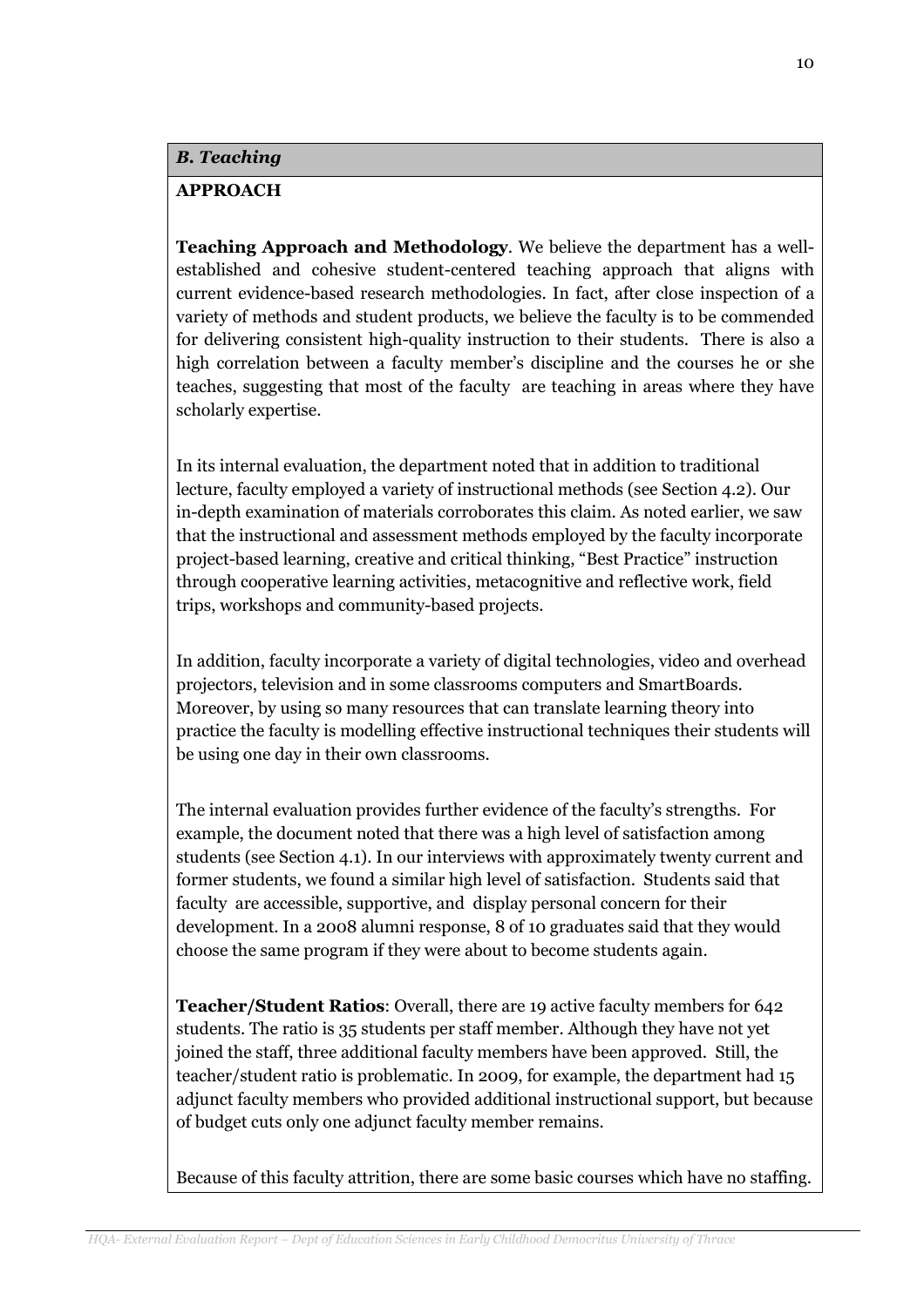### *B. Teaching*

**APPROACH**

**Teaching Approach and Methodology**. We believe the department has a well-established and cohesive student-centered teaching approach that aligns with current evidence-based research methodologies. In fact, after close inspection of a variety of methods and student products, we believe the faculty is to be commended for delivering consistent high-quality instruction to their students. There is also a high correlation between a faculty member's discipline and the courses he or she teaches, suggesting that most of the faculty are teaching in areas where they have scholarly expertise.

In its internal evaluation, the department noted that in addition to traditional lecture, faculty employed a variety of instructional methods (see Section 4.2). Our in-depth examination of materials corroborates this claim. As noted earlier, we saw that the instructional and assessment methods employed by the faculty incorporate project-based learning, creative and critical thinking, "Best Practice" instruction through cooperative learning activities, metacognitive and reflective work, field trips, workshops and community-based projects.

In addition, faculty incorporate a variety of digital technologies, video and overhead projectors, television and in some classrooms computers and SmartBoards. Moreover, by using so many resources that can translate learning theory into practice the faculty is modelling effective instructional techniques their students will be using one day in their own classrooms.

The internal evaluation provides further evidence of the faculty's strengths. For example, the document noted that there was a high level of satisfaction among students (see Section 4.1). In our interviews with approximately twenty current and former students, we found a similar high level of satisfaction. Students said that faculty are accessible, supportive, and display personal concern for their development. In a 2008 alumni response, 8 of 10 graduates said that they would choose the same program if they were about to become students again.

**Teacher/Student Ratios**: Overall, there are 19 active faculty members for 642 students. The ratio is 35 students per staff member. Although they have not yet joined the staff, three additional faculty members have been approved. Still, the teacher/student ratio is problematic. In 2009, for example, the department had 15 adjunct faculty members who provided additional instructional support, but because of budget cuts only one adjunct faculty member remains.

Because of this faculty attrition, there are some basic courses which have no staffing.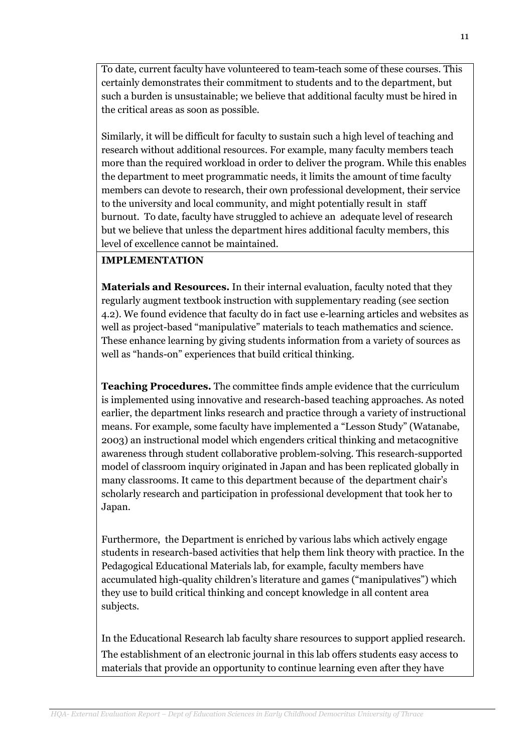To date, current faculty have volunteered to team-teach some of these courses. This certainly demonstrates their commitment to students and to the department, but such a burden is unsustainable; we believe that additional faculty must be hired in the critical areas as soon as possible.

Similarly, it will be difficult for faculty to sustain such a high level of teaching and research without additional resources. For example, many faculty members teach more than the required workload in order to deliver the program. While this enables the department to meet programmatic needs, it limits the amount of time faculty members can devote to research, their own professional development, their service to the university and local community, and might potentially result in staff burnout. To date, faculty have struggled to achieve an adequate level of research but we believe that unless the department hires additional faculty members, this level of excellence cannot be maintained.

**IMPLEMENTATION**

**Materials and Resources.** In their internal evaluation, faculty noted that they regularly augment textbook instruction with supplementary reading (see section 4.2). We found evidence that faculty do in fact use e-learning articles and websites as well as project-based "manipulative" materials to teach mathematics and science. These enhance learning by giving students information from a variety of sources as well as "hands-on" experiences that build critical thinking.

**Teaching Procedures.** The committee finds ample evidence that the curriculum is implemented using innovative and research-based teaching approaches. As noted earlier, the department links research and practice through a variety of instructional means. For example, some faculty have implemented a "Lesson Study" (Watanabe, 2003) an instructional model which engenders critical thinking and metacognitive awareness through student collaborative problem-solving. This research-supported model of classroom inquiry originated in Japan and has been replicated globally in many classrooms. It came to this department because of the department chair's scholarly research and participation in professional development that took her to Japan.

Furthermore, the Department is enriched by various labs which actively engage students in research-based activities that help them link theory with practice. In the Pedagogical Educational Materials lab, for example, faculty members have accumulated high-quality children's literature and games ("manipulatives") which they use to build critical thinking and concept knowledge in all content area subjects.

In the Educational Research lab faculty share resources to support applied research. The establishment of an electronic journal in this lab offers students easy access to materials that provide an opportunity to continue learning even after they have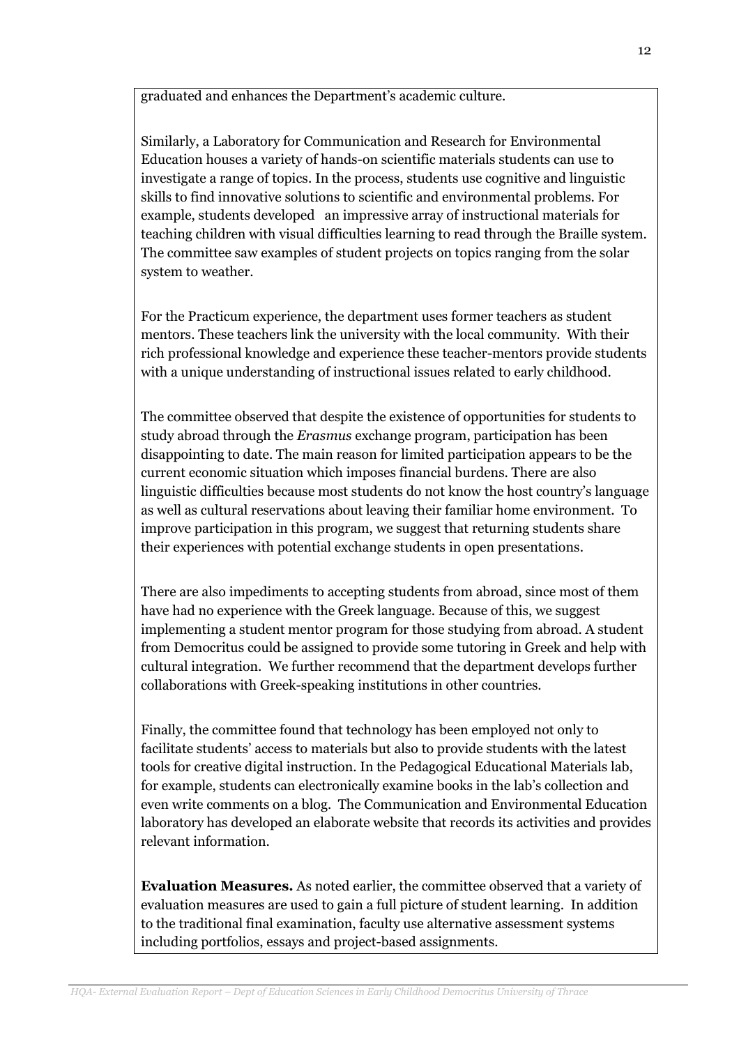graduated and enhances the Department's academic culture.

Similarly, a Laboratory for Communication and Research for Environmental Education houses a variety of hands-on scientific materials students can use to investigate a range of topics. In the process, students use cognitive and linguistic skills to find innovative solutions to scientific and environmental problems. For example, students developed an impressive array of instructional materials for teaching children with visual difficulties learning to read through the Braille system. The committee saw examples of student projects on topics ranging from the solar system to weather.

For the Practicum experience, the department uses former teachers as student mentors. These teachers link the university with the local community. With their rich professional knowledge and experience these teacher-mentors provide students with a unique understanding of instructional issues related to early childhood.

The committee observed that despite the existence of opportunities for students to study abroad through the *Erasmus* exchange program, participation has been disappointing to date. The main reason for limited participation appears to be the current economic situation which imposes financial burdens. There are also linguistic difficulties because most students do not know the host country's language as well as cultural reservations about leaving their familiar home environment. To improve participation in this program, we suggest that returning students share their experiences with potential exchange students in open presentations.

There are also impediments to accepting students from abroad, since most of them have had no experience with the Greek language. Because of this, we suggest implementing a student mentor program for those studying from abroad. A student from Democritus could be assigned to provide some tutoring in Greek and help with cultural integration. We further recommend that the department develops further collaborations with Greek-speaking institutions in other countries.

Finally, the committee found that technology has been employed not only to facilitate students' access to materials but also to provide students with the latest tools for creative digital instruction. In the Pedagogical Educational Materials lab, for example, students can electronically examine books in the lab's collection and even write comments on a blog. The Communication and Environmental Education laboratory has developed an elaborate website that records its activities and provides relevant information.

**Evaluation Measures.** As noted earlier, the committee observed that a variety of evaluation measures are used to gain a full picture of student learning. In addition to the traditional final examination, faculty use alternative assessment systems including portfolios, essays and project-based assignments.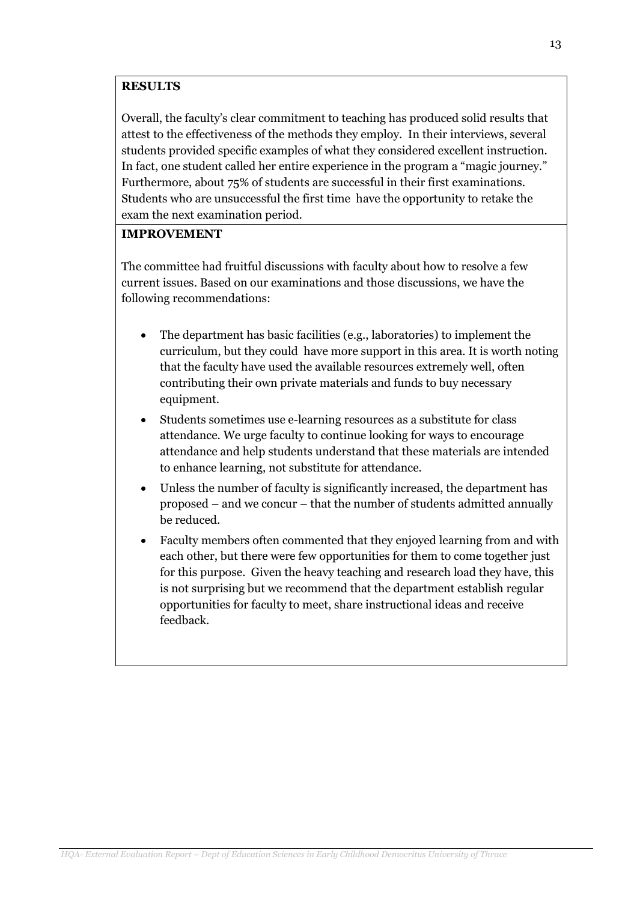**RESULTS**

Overall, the faculty's clear commitment to teaching has produced solid results that attest to the effectiveness of the methods they employ. In their interviews, several students provided specific examples of what they considered excellent instruction. In fact, one student called her entire experience in the program a "magic journey." Furthermore, about 75% of students are successful in their first examinations. Students who are unsuccessful the first time have the opportunity to retake the exam the next examination period.

**IMPROVEMENT**

The committee had fruitful discussions with faculty about how to resolve a few current issues. Based on our examinations and those discussions, we have the following recommendations:

- The department has basic facilities (e.g., laboratories) to implement the curriculum, but they could have more support in this area. It is worth noting that the faculty have used the available resources extremely well, often contributing their own private materials and funds to buy necessary equipment.
- Students sometimes use e-learning resources as a substitute for class attendance. We urge faculty to continue looking for ways to encourage attendance and help students understand that these materials are intended to enhance learning, not substitute for attendance.
- Unless the number of faculty is significantly increased, the department has proposed – and we concur – that the number of students admitted annually be reduced.
- Faculty members often commented that they enjoyed learning from and with each other, but there were few opportunities for them to come together just for this purpose. Given the heavy teaching and research load they have, this is not surprising but we recommend that the department establish regular opportunities for faculty to meet, share instructional ideas and receive feedback.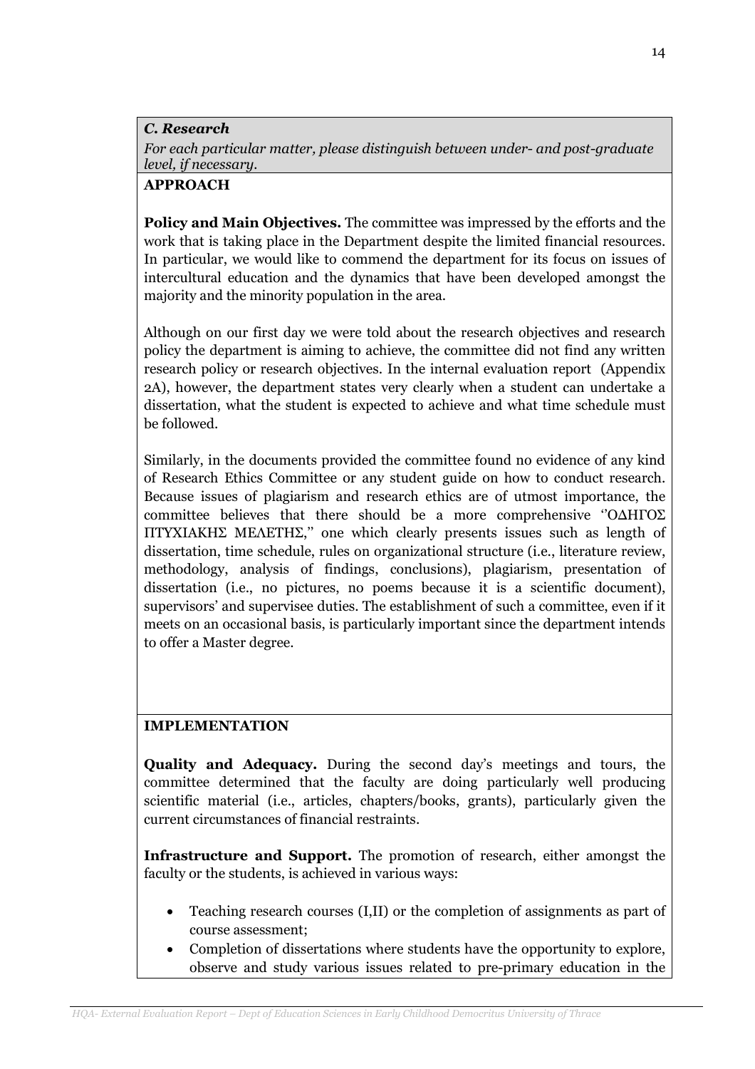***C. Research***

*For each particular matter, please distinguish between under- and post-graduate level, if necessary.*

**APPROACH**

**Policy and Main Objectives.** The committee was impressed by the efforts and the work that is taking place in the Department despite the limited financial resources. In particular, we would like to commend the department for its focus on issues of intercultural education and the dynamics that have been developed amongst the majority and the minority population in the area.

Although on our first day we were told about the research objectives and research policy the department is aiming to achieve, the committee did not find any written research policy or research objectives. In the internal evaluation report (Appendix 2A), however, the department states very clearly when a student can undertake a dissertation, what the student is expected to achieve and what time schedule must be followed.

Similarly, in the documents provided the committee found no evidence of any kind of Research Ethics Committee or any student guide on how to conduct research. Because issues of plagiarism and research ethics are of utmost importance, the committee believes that there should be a more comprehensive ''ΟΔΗΓΟΣ ΠΤΥΧΙΑΚΗΣ ΜΕΛΕΤΗΣ,'' one which clearly presents issues such as length of dissertation, time schedule, rules on organizational structure (i.e., literature review, methodology, analysis of findings, conclusions), plagiarism, presentation of dissertation (i.e., no pictures, no poems because it is a scientific document), supervisors' and supervisee duties. The establishment of such a committee, even if it meets on an occasional basis, is particularly important since the department intends to offer a Master degree.

**IMPLEMENTATION**

**Quality and Adequacy.** During the second day's meetings and tours, the committee determined that the faculty are doing particularly well producing scientific material (i.e., articles, chapters/books, grants), particularly given the current circumstances of financial restraints.

**Infrastructure and Support.** The promotion of research, either amongst the faculty or the students, is achieved in various ways:

- Teaching research courses (I,II) or the completion of assignments as part of course assessment;
- Completion of dissertations where students have the opportunity to explore, observe and study various issues related to pre-primary education in the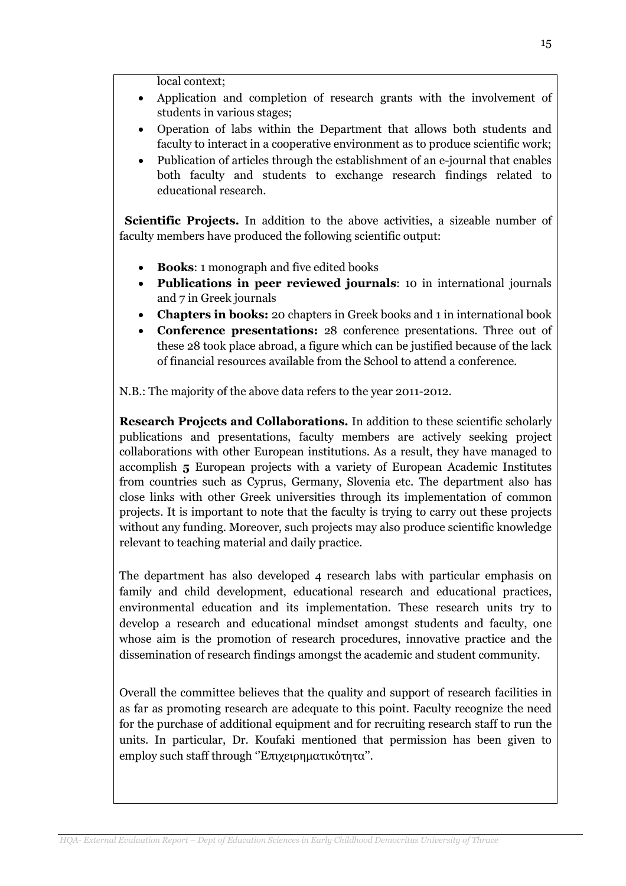local context;

- Application and completion of research grants with the involvement of students in various stages;
- Operation of labs within the Department that allows both students and faculty to interact in a cooperative environment as to produce scientific work;
- Publication of articles through the establishment of an e-journal that enables both faculty and students to exchange research findings related to educational research.

**Scientific Projects.** In addition to the above activities, a sizeable number of faculty members have produced the following scientific output:

- **Books**: 1 monograph and five edited books
- **Publications in peer reviewed journals**: 10 in international journals and 7 in Greek journals
- **Chapters in books:** 20 chapters in Greek books and 1 in international book
- **Conference presentations:** 28 conference presentations. Three out of these 28 took place abroad, a figure which can be justified because of the lack of financial resources available from the School to attend a conference.

N.B.: The majority of the above data refers to the year 2011-2012.

**Research Projects and Collaborations.** In addition to these scientific scholarly publications and presentations, faculty members are actively seeking project collaborations with other European institutions. As a result, they have managed to accomplish **5** European projects with a variety of European Academic Institutes from countries such as Cyprus, Germany, Slovenia etc. The department also has close links with other Greek universities through its implementation of common projects. It is important to note that the faculty is trying to carry out these projects without any funding. Moreover, such projects may also produce scientific knowledge relevant to teaching material and daily practice.

The department has also developed 4 research labs with particular emphasis on family and child development, educational research and educational practices, environmental education and its implementation. These research units try to develop a research and educational mindset amongst students and faculty, one whose aim is the promotion of research procedures, innovative practice and the dissemination of research findings amongst the academic and student community.

Overall the committee believes that the quality and support of research facilities in as far as promoting research are adequate to this point. Faculty recognize the need for the purchase of additional equipment and for recruiting research staff to run the units. In particular, Dr. Koufaki mentioned that permission has been given to employ such staff through ''Επιχειρηματικότητα''.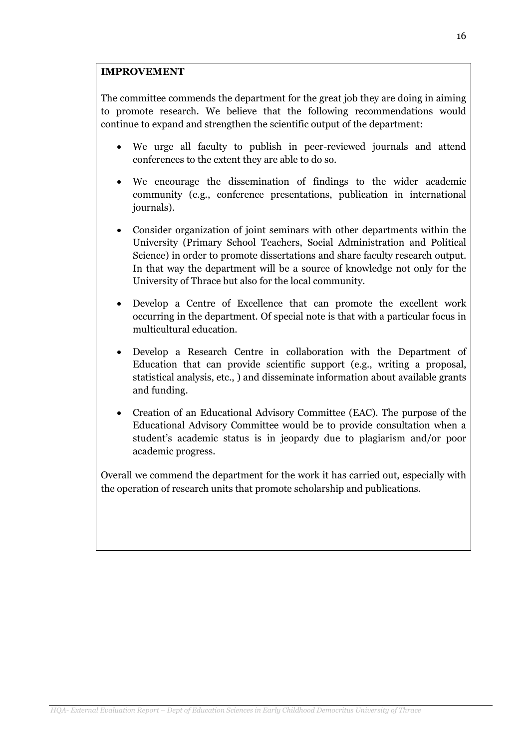**IMPROVEMENT**

The committee commends the department for the great job they are doing in aiming to promote research. We believe that the following recommendations would continue to expand and strengthen the scientific output of the department:

- We urge all faculty to publish in peer-reviewed journals and attend conferences to the extent they are able to do so.
- We encourage the dissemination of findings to the wider academic community (e.g., conference presentations, publication in international journals).
- Consider organization of joint seminars with other departments within the University (Primary School Teachers, Social Administration and Political Science) in order to promote dissertations and share faculty research output. In that way the department will be a source of knowledge not only for the University of Thrace but also for the local community.
- Develop a Centre of Excellence that can promote the excellent work occurring in the department. Of special note is that with a particular focus in multicultural education.
- Develop a Research Centre in collaboration with the Department of Education that can provide scientific support (e.g., writing a proposal, statistical analysis, etc., ) and disseminate information about available grants and funding.
- Creation of an Educational Advisory Committee (EAC). The purpose of the Educational Advisory Committee would be to provide consultation when a student's academic status is in jeopardy due to plagiarism and/or poor academic progress.

Overall we commend the department for the work it has carried out, especially with the operation of research units that promote scholarship and publications.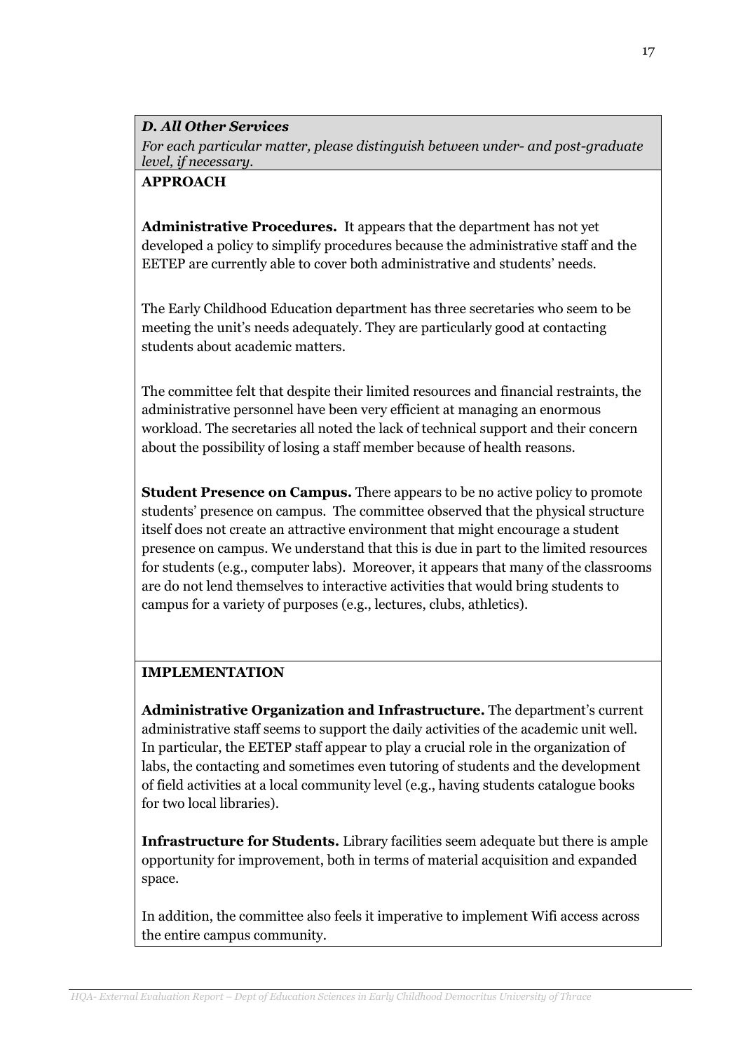***D. All Other Services***

*For each particular matter, please distinguish between under- and post-graduate level, if necessary.*

**APPROACH**

**Administrative Procedures.** It appears that the department has not yet developed a policy to simplify procedures because the administrative staff and the EETEP are currently able to cover both administrative and students' needs.

The Early Childhood Education department has three secretaries who seem to be meeting the unit's needs adequately. They are particularly good at contacting students about academic matters.

The committee felt that despite their limited resources and financial restraints, the administrative personnel have been very efficient at managing an enormous workload. The secretaries all noted the lack of technical support and their concern about the possibility of losing a staff member because of health reasons.

**Student Presence on Campus.** There appears to be no active policy to promote students' presence on campus. The committee observed that the physical structure itself does not create an attractive environment that might encourage a student presence on campus. We understand that this is due in part to the limited resources for students (e.g., computer labs). Moreover, it appears that many of the classrooms are do not lend themselves to interactive activities that would bring students to campus for a variety of purposes (e.g., lectures, clubs, athletics).

**IMPLEMENTATION**

**Administrative Organization and Infrastructure.** The department's current administrative staff seems to support the daily activities of the academic unit well. In particular, the EETEP staff appear to play a crucial role in the organization of labs, the contacting and sometimes even tutoring of students and the development of field activities at a local community level (e.g., having students catalogue books for two local libraries).

**Infrastructure for Students.** Library facilities seem adequate but there is ample opportunity for improvement, both in terms of material acquisition and expanded space.

In addition, the committee also feels it imperative to implement Wifi access across the entire campus community.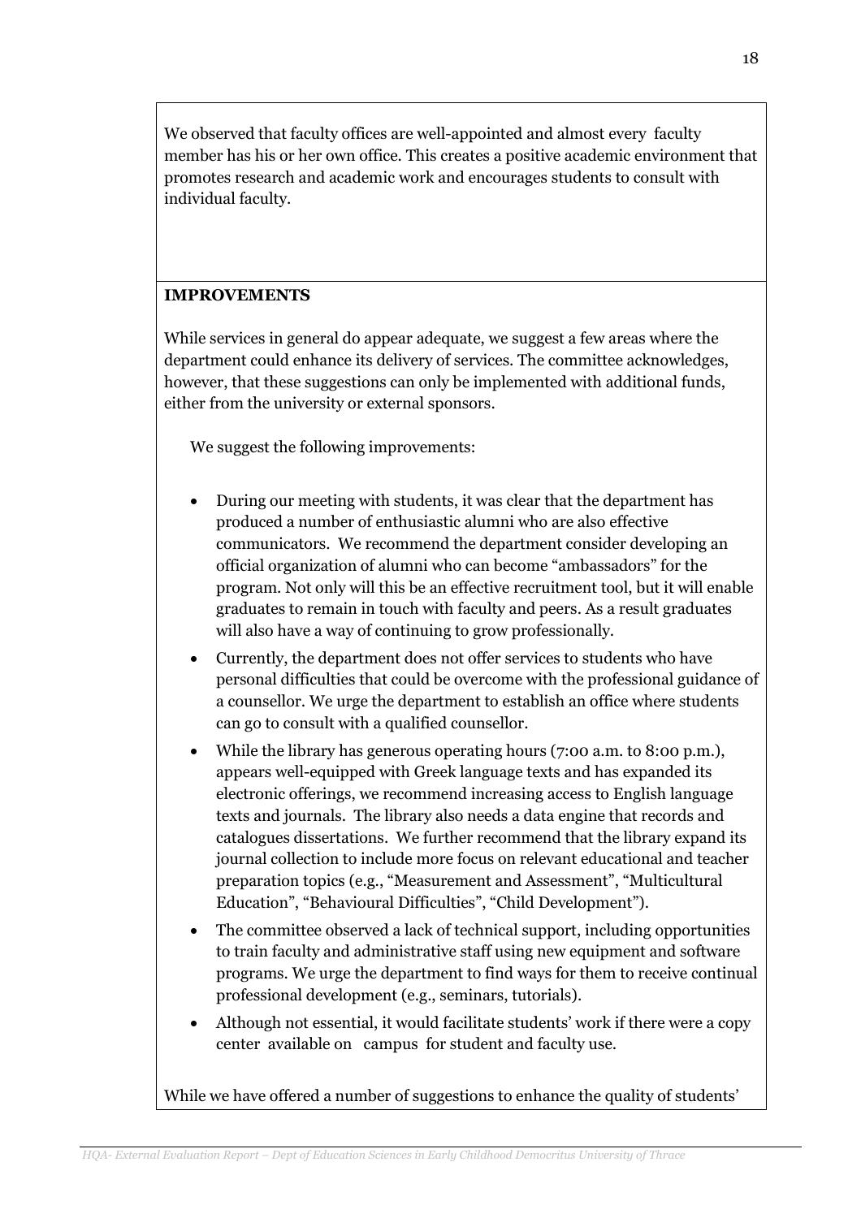We observed that faculty offices are well-appointed and almost every faculty member has his or her own office. This creates a positive academic environment that promotes research and academic work and encourages students to consult with individual faculty.

**IMPROVEMENTS**

While services in general do appear adequate, we suggest a few areas where the department could enhance its delivery of services. The committee acknowledges, however, that these suggestions can only be implemented with additional funds, either from the university or external sponsors.

We suggest the following improvements:

- During our meeting with students, it was clear that the department has produced a number of enthusiastic alumni who are also effective communicators. We recommend the department consider developing an official organization of alumni who can become "ambassadors" for the program. Not only will this be an effective recruitment tool, but it will enable graduates to remain in touch with faculty and peers. As a result graduates will also have a way of continuing to grow professionally.
- Currently, the department does not offer services to students who have personal difficulties that could be overcome with the professional guidance of a counsellor. We urge the department to establish an office where students can go to consult with a qualified counsellor.
- While the library has generous operating hours (7:00 a.m. to 8:00 p.m.), appears well-equipped with Greek language texts and has expanded its electronic offerings, we recommend increasing access to English language texts and journals. The library also needs a data engine that records and catalogues dissertations. We further recommend that the library expand its journal collection to include more focus on relevant educational and teacher preparation topics (e.g., "Measurement and Assessment", "Multicultural Education", "Behavioural Difficulties", "Child Development").
- The committee observed a lack of technical support, including opportunities to train faculty and administrative staff using new equipment and software programs. We urge the department to find ways for them to receive continual professional development (e.g., seminars, tutorials).
- Although not essential, it would facilitate students' work if there were a copy center available on campus for student and faculty use.

While we have offered a number of suggestions to enhance the quality of students'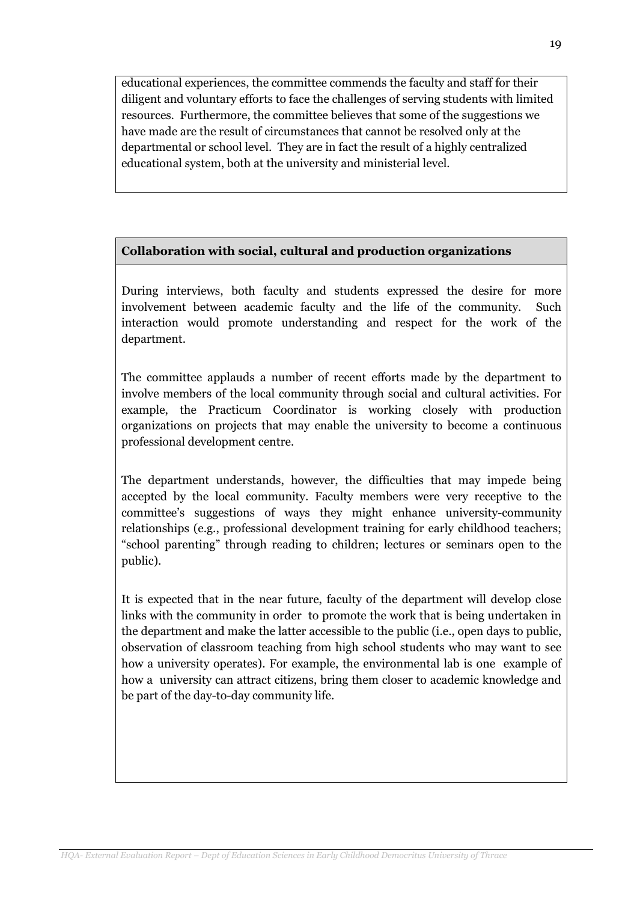educational experiences, the committee commends the faculty and staff for their diligent and voluntary efforts to face the challenges of serving students with limited resources. Furthermore, the committee believes that some of the suggestions we have made are the result of circumstances that cannot be resolved only at the departmental or school level. They are in fact the result of a highly centralized educational system, both at the university and ministerial level.

**Collaboration with social, cultural and production organizations**

During interviews, both faculty and students expressed the desire for more involvement between academic faculty and the life of the community. Such interaction would promote understanding and respect for the work of the department.

The committee applauds a number of recent efforts made by the department to involve members of the local community through social and cultural activities. For example, the Practicum Coordinator is working closely with production organizations on projects that may enable the university to become a continuous professional development centre.

The department understands, however, the difficulties that may impede being accepted by the local community. Faculty members were very receptive to the committee's suggestions of ways they might enhance university-community relationships (e.g., professional development training for early childhood teachers; "school parenting" through reading to children; lectures or seminars open to the public).

It is expected that in the near future, faculty of the department will develop close links with the community in order to promote the work that is being undertaken in the department and make the latter accessible to the public (i.e., open days to public, observation of classroom teaching from high school students who may want to see how a university operates). For example, the environmental lab is one example of how a university can attract citizens, bring them closer to academic knowledge and be part of the day-to-day community life.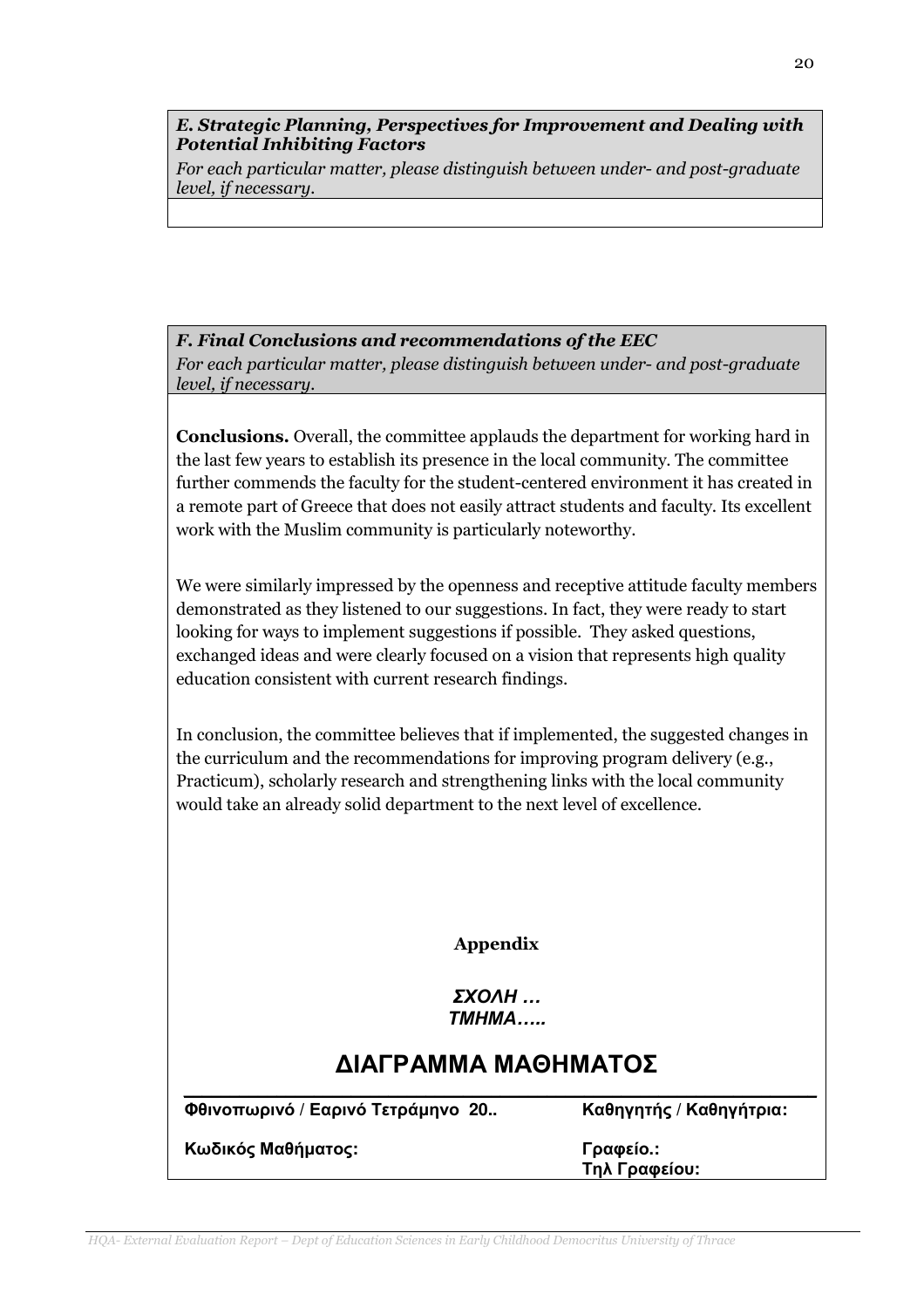***E. Strategic Planning, Perspectives for Improvement and Dealing with Potential Inhibiting Factors***

*For each particular matter, please distinguish between under- and post-graduate level, if necessary.*

***F. Final Conclusions and recommendations of the EEC***

*For each particular matter, please distinguish between under- and post-graduate level, if necessary.*

**Conclusions.** Overall, the committee applauds the department for working hard in the last few years to establish its presence in the local community. The committee further commends the faculty for the student-centered environment it has created in a remote part of Greece that does not easily attract students and faculty. Its excellent work with the Muslim community is particularly noteworthy.

We were similarly impressed by the openness and receptive attitude faculty members demonstrated as they listened to our suggestions. In fact, they were ready to start looking for ways to implement suggestions if possible. They asked questions, exchanged ideas and were clearly focused on a vision that represents high quality education consistent with current research findings.

In conclusion, the committee believes that if implemented, the suggested changes in the curriculum and the recommendations for improving program delivery (e.g., Practicum), scholarly research and strengthening links with the local community would take an already solid department to the next level of excellence.

**Appendix**

***ΣΧΟΛΗ …***
***ΤΜΗΜΑ…..***

## ΔΙΑΓΡΑΜΜΑ ΜΑΘΗΜΑΤΟΣ

| **Φθινοπωρινό / Εαρινό Τετράμηνο 20..** | **Καθηγητής / Καθηγήτρια:** |
|---|---|
| **Κωδικός Μαθήματος:** | **Γραφείο.:**<br>**Τηλ Γραφείου:** |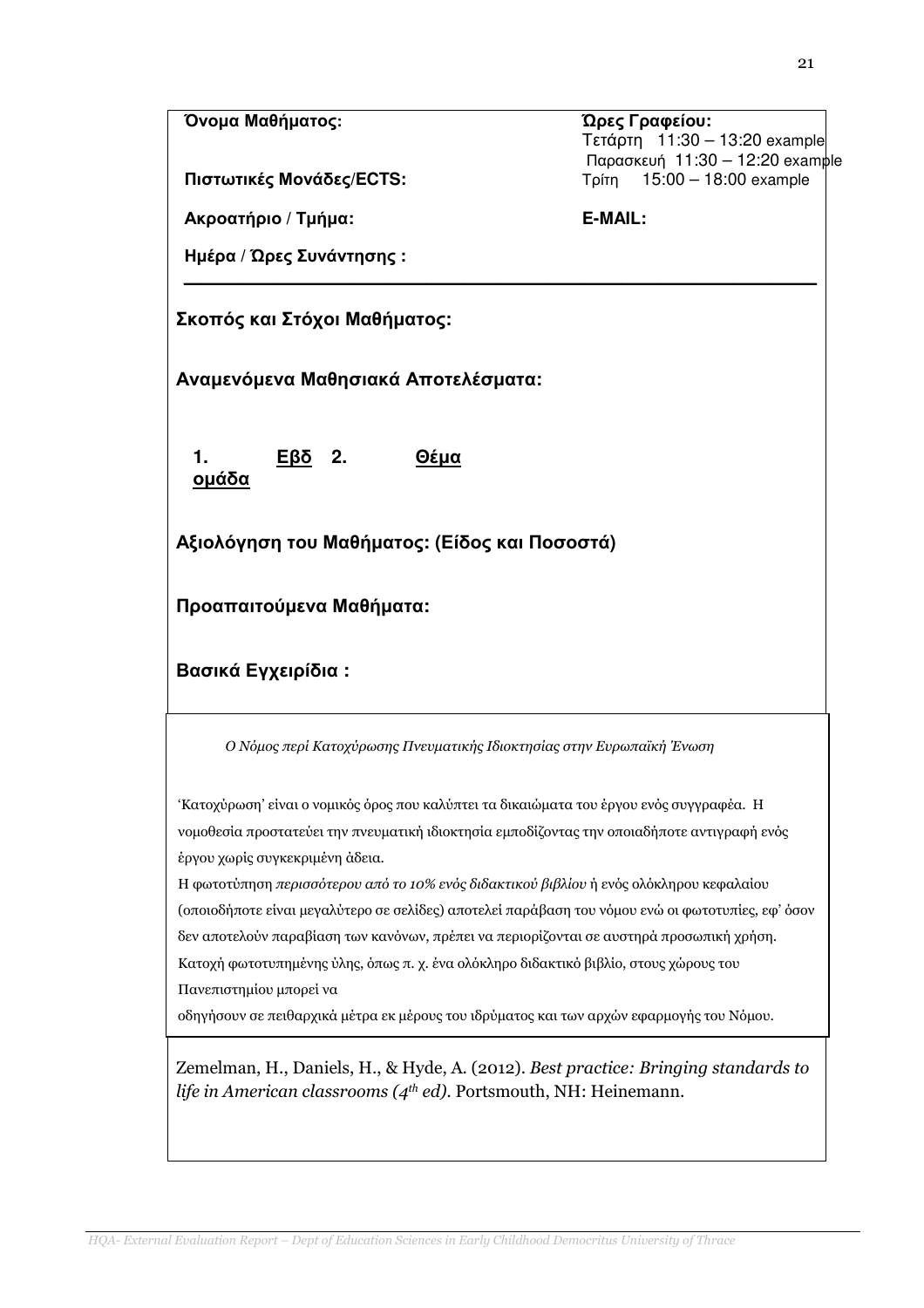**Όνομα Μαθήματος:**

**Πιστωτικές Μονάδες/ECTS:**

**Ακροατήριο / Τμήμα:**

**Ημέρα / Ώρες Συνάντησης :**

**Ώρες Γραφείου:**
Τετάρτη 11:30 – 13:20 example
Παρασκευή 11:30 – 12:20 example
Τρίτη 15:00 – 18:00 example

**E-MAIL:**

---

**Σκοπός και Στόχοι Μαθήματος:**

**Αναμενόμενα Μαθησιακά Αποτελέσματα:**

| 1. ομάδα | Εβδ | 2. | Θέμα |
|---|---|---|---|

**Αξιολόγηση του Μαθήματος: (Είδος και Ποσοστά)**

**Προαπαιτούμενα Μαθήματα:**

**Βασικά Εγχειρίδια :**

*Ο Νόμος περί Κατοχύρωσης Πνευματικής Ιδιοκτησίας στην Ευρωπαϊκή Ένωση*

'Κατοχύρωση' είναι ο νομικός όρος που καλύπτει τα δικαιώματα του έργου ενός συγγραφέα. Η νομοθεσία προστατεύει την πνευματική ιδιοκτησία εμποδίζοντας την οποιαδήποτε αντιγραφή ενός έργου χωρίς συγκεκριμένη άδεια.
Η φωτοτύπηση *περισσότερου από το 10% ενός διδακτικού βιβλίου* ή ενός ολόκληρου κεφαλαίου (οποιοδήποτε είναι μεγαλύτερο σε σελίδες) αποτελεί παράβαση του νόμου ενώ οι φωτοτυπίες, εφ' όσον δεν αποτελούν παραβίαση των κανόνων, πρέπει να περιορίζονται σε αυστηρά προσωπική χρήση. Κατοχή φωτοτυπημένης ύλης, όπως π. χ. ένα ολόκληρο διδακτικό βιβλίο, στους χώρους του Πανεπιστημίου μπορεί να
οδηγήσουν σε πειθαρχικά μέτρα εκ μέρους του ιδρύματος και των αρχών εφαρμογής του Νόμου.

Zemelman, H., Daniels, H., & Hyde, A. (2012). *Best practice: Bringing standards to life in American classrooms (4th ed).* Portsmouth, NH: Heinemann.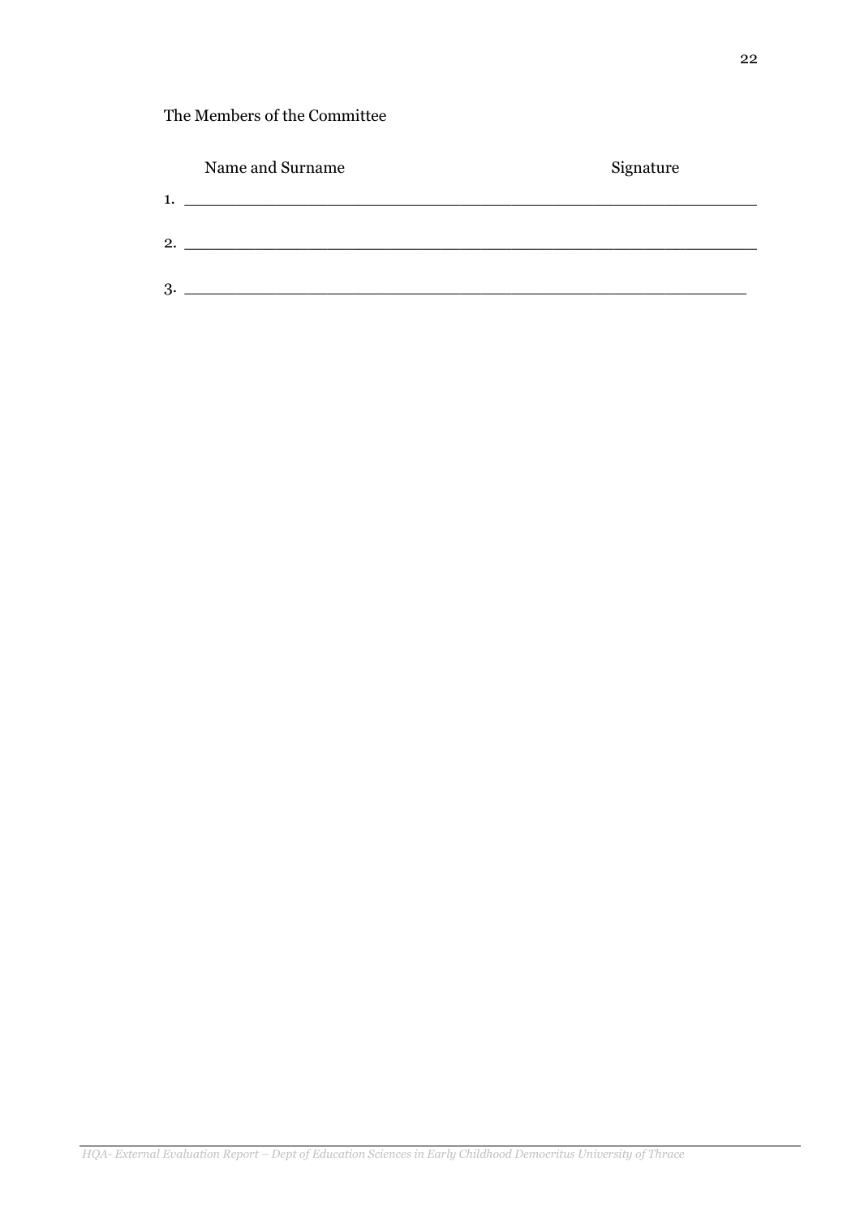The Members of the Committee

| Name and Surname | Signature |
|---|---|
| 1. _______________ | _______________ |
| 2. _______________ | _______________ |
| 3. _______________ | _______________ |